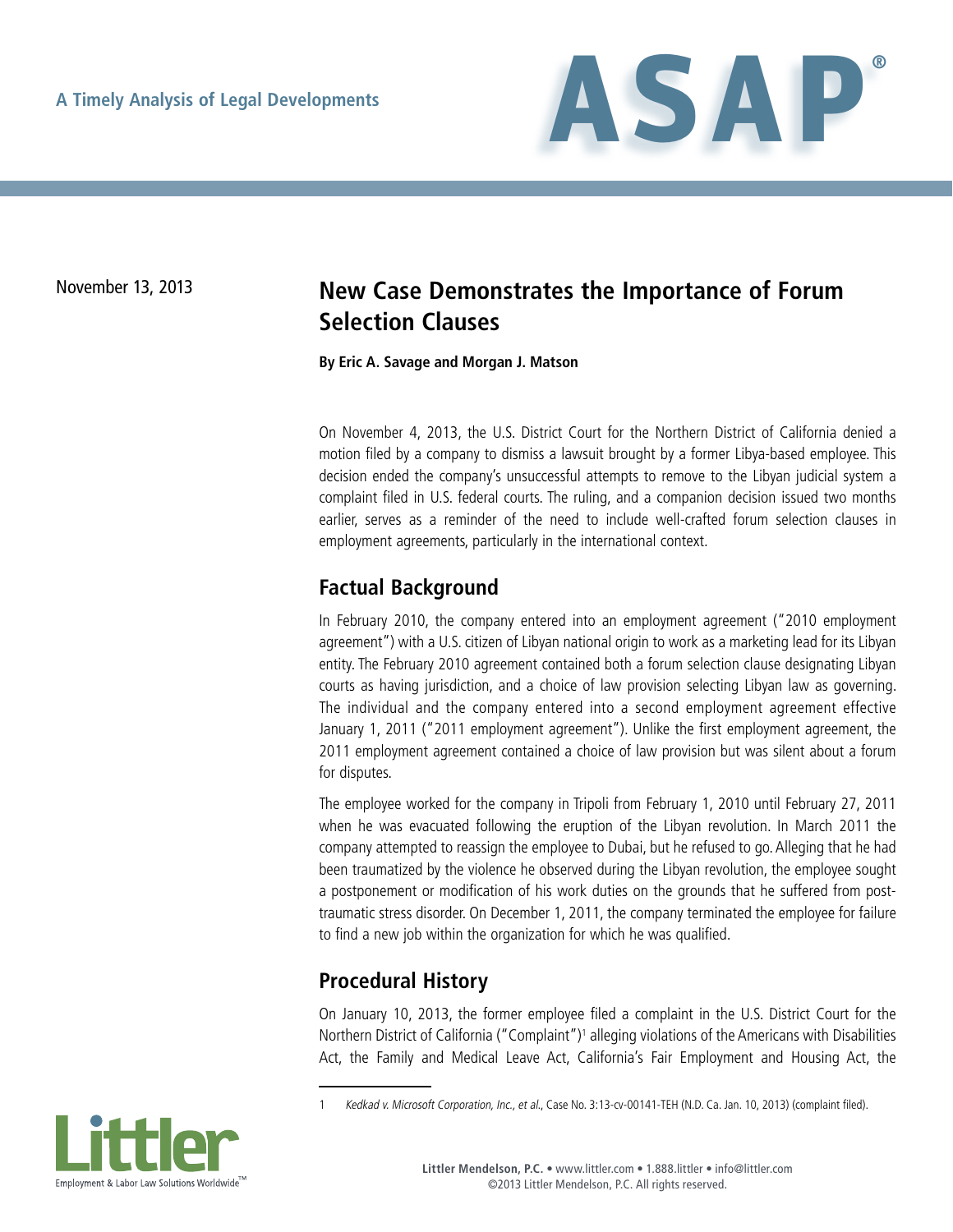A Timely Analysis of Legal Developments

November 13, 2013

# New Case Demonstrates the Importance of Forum Selection Clauses

**By Eric A. Savage and Morgan J. Matson**

On November 4, 2013, the U.S. District Court for the Northern District of California denied a motion filed by a company to dismiss a lawsuit brought by a former Libya-based employee. This decision ended the company's unsuccessful attempts to remove to the Libyan judicial system a complaint filed in U.S. federal courts. The ruling, and a companion decision issued two months earlier, serves as a reminder of the need to include well-crafted forum selection clauses in employment agreements, particularly in the international context.

## Factual Background

In February 2010, the company entered into an employment agreement ("2010 employment agreement") with a U.S. citizen of Libyan national origin to work as a marketing lead for its Libyan entity. The February 2010 agreement contained both a forum selection clause designating Libyan courts as having jurisdiction, and a choice of law provision selecting Libyan law as governing. The individual and the company entered into a second employment agreement effective January 1, 2011 ("2011 employment agreement"). Unlike the first employment agreement, the 2011 employment agreement contained a choice of law provision but was silent about a forum for disputes.

The employee worked for the company in Tripoli from February 1, 2010 until February 27, 2011 when he was evacuated following the eruption of the Libyan revolution. In March 2011 the company attempted to reassign the employee to Dubai, but he refused to go. Alleging that he had been traumatized by the violence he observed during the Libyan revolution, the employee sought a postponement or modification of his work duties on the grounds that he suffered from post-traumatic stress disorder. On December 1, 2011, the company terminated the employee for failure to find a new job within the organization for which he was qualified.

## Procedural History

On January 10, 2013, the former employee filed a complaint in the U.S. District Court for the Northern District of California ("Complaint")[1] alleging violations of the Americans with Disabilities Act, the Family and Medical Leave Act, California's Fair Employment and Housing Act, the

1 *Kedkad v. Microsoft Corporation, Inc., et al.*, Case No. 3:13-cv-00141-TEH (N.D. Ca. Jan. 10, 2013) (complaint filed).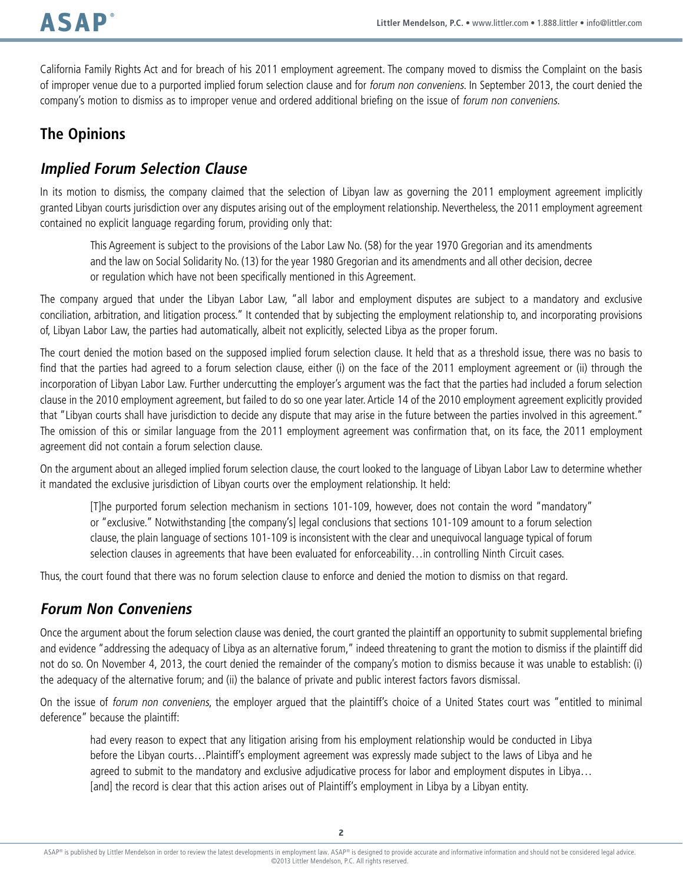California Family Rights Act and for breach of his 2011 employment agreement. The company moved to dismiss the Complaint on the basis of improper venue due to a purported implied forum selection clause and for *forum non conveniens*. In September 2013, the court denied the company's motion to dismiss as to improper venue and ordered additional briefing on the issue of *forum non conveniens*.

## The Opinions

### *Implied Forum Selection Clause*

In its motion to dismiss, the company claimed that the selection of Libyan law as governing the 2011 employment agreement implicitly granted Libyan courts jurisdiction over any disputes arising out of the employment relationship. Nevertheless, the 2011 employment agreement contained no explicit language regarding forum, providing only that:

> This Agreement is subject to the provisions of the Labor Law No. (58) for the year 1970 Gregorian and its amendments and the law on Social Solidarity No. (13) for the year 1980 Gregorian and its amendments and all other decision, decree or regulation which have not been specifically mentioned in this Agreement.

The company argued that under the Libyan Labor Law, "all labor and employment disputes are subject to a mandatory and exclusive conciliation, arbitration, and litigation process." It contended that by subjecting the employment relationship to, and incorporating provisions of, Libyan Labor Law, the parties had automatically, albeit not explicitly, selected Libya as the proper forum.

The court denied the motion based on the supposed implied forum selection clause. It held that as a threshold issue, there was no basis to find that the parties had agreed to a forum selection clause, either (i) on the face of the 2011 employment agreement or (ii) through the incorporation of Libyan Labor Law. Further undercutting the employer's argument was the fact that the parties had included a forum selection clause in the 2010 employment agreement, but failed to do so one year later. Article 14 of the 2010 employment agreement explicitly provided that "Libyan courts shall have jurisdiction to decide any dispute that may arise in the future between the parties involved in this agreement." The omission of this or similar language from the 2011 employment agreement was confirmation that, on its face, the 2011 employment agreement did not contain a forum selection clause.

On the argument about an alleged implied forum selection clause, the court looked to the language of Libyan Labor Law to determine whether it mandated the exclusive jurisdiction of Libyan courts over the employment relationship. It held:

> [T]he purported forum selection mechanism in sections 101-109, however, does not contain the word "mandatory" or "exclusive." Notwithstanding [the company's] legal conclusions that sections 101-109 amount to a forum selection clause, the plain language of sections 101-109 is inconsistent with the clear and unequivocal language typical of forum selection clauses in agreements that have been evaluated for enforceability…in controlling Ninth Circuit cases.

Thus, the court found that there was no forum selection clause to enforce and denied the motion to dismiss on that regard.

### *Forum Non Conveniens*

Once the argument about the forum selection clause was denied, the court granted the plaintiff an opportunity to submit supplemental briefing and evidence "addressing the adequacy of Libya as an alternative forum," indeed threatening to grant the motion to dismiss if the plaintiff did not do so. On November 4, 2013, the court denied the remainder of the company's motion to dismiss because it was unable to establish: (i) the adequacy of the alternative forum; and (ii) the balance of private and public interest factors favors dismissal.

On the issue of *forum non conveniens*, the employer argued that the plaintiff's choice of a United States court was "entitled to minimal deference" because the plaintiff:

> had every reason to expect that any litigation arising from his employment relationship would be conducted in Libya before the Libyan courts…Plaintiff's employment agreement was expressly made subject to the laws of Libya and he agreed to submit to the mandatory and exclusive adjudicative process for labor and employment disputes in Libya…[and] the record is clear that this action arises out of Plaintiff's employment in Libya by a Libyan entity.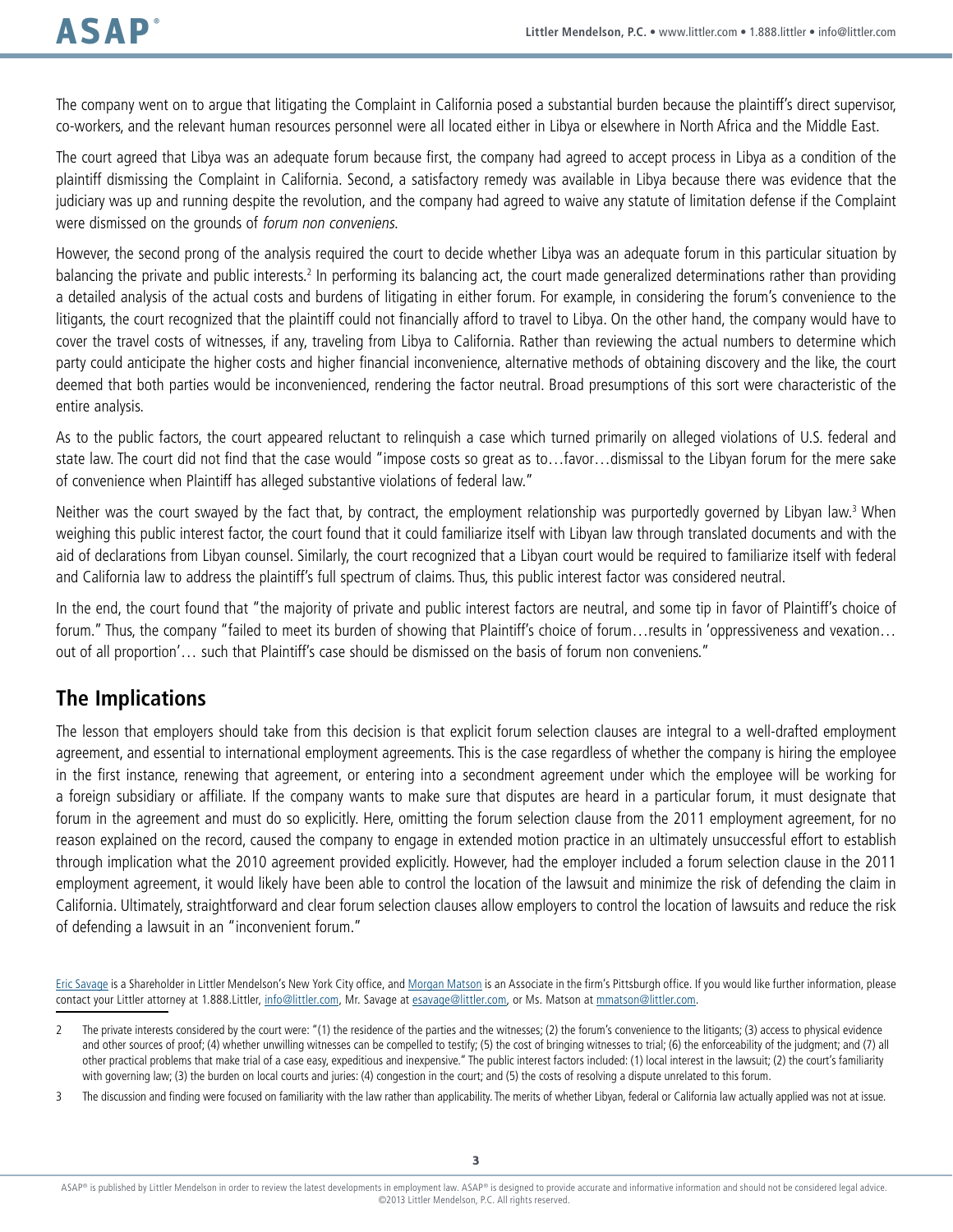The company went on to argue that litigating the Complaint in California posed a substantial burden because the plaintiff's direct supervisor, co-workers, and the relevant human resources personnel were all located either in Libya or elsewhere in North Africa and the Middle East.

The court agreed that Libya was an adequate forum because first, the company had agreed to accept process in Libya as a condition of the plaintiff dismissing the Complaint in California. Second, a satisfactory remedy was available in Libya because there was evidence that the judiciary was up and running despite the revolution, and the company had agreed to waive any statute of limitation defense if the Complaint were dismissed on the grounds of *forum non conveniens.*

However, the second prong of the analysis required the court to decide whether Libya was an adequate forum in this particular situation by balancing the private and public interests.[2] In performing its balancing act, the court made generalized determinations rather than providing a detailed analysis of the actual costs and burdens of litigating in either forum. For example, in considering the forum's convenience to the litigants, the court recognized that the plaintiff could not financially afford to travel to Libya. On the other hand, the company would have to cover the travel costs of witnesses, if any, traveling from Libya to California. Rather than reviewing the actual numbers to determine which party could anticipate the higher costs and higher financial inconvenience, alternative methods of obtaining discovery and the like, the court deemed that both parties would be inconvenienced, rendering the factor neutral. Broad presumptions of this sort were characteristic of the entire analysis.

As to the public factors, the court appeared reluctant to relinquish a case which turned primarily on alleged violations of U.S. federal and state law. The court did not find that the case would "impose costs so great as to…favor…dismissal to the Libyan forum for the mere sake of convenience when Plaintiff has alleged substantive violations of federal law."

Neither was the court swayed by the fact that, by contract, the employment relationship was purportedly governed by Libyan law.[3] When weighing this public interest factor, the court found that it could familiarize itself with Libyan law through translated documents and with the aid of declarations from Libyan counsel. Similarly, the court recognized that a Libyan court would be required to familiarize itself with federal and California law to address the plaintiff's full spectrum of claims. Thus, this public interest factor was considered neutral.

In the end, the court found that "the majority of private and public interest factors are neutral, and some tip in favor of Plaintiff's choice of forum." Thus, the company "failed to meet its burden of showing that Plaintiff's choice of forum…results in 'oppressiveness and vexation… out of all proportion'… such that Plaintiff's case should be dismissed on the basis of forum non conveniens."

## The Implications

The lesson that employers should take from this decision is that explicit forum selection clauses are integral to a well-drafted employment agreement, and essential to international employment agreements. This is the case regardless of whether the company is hiring the employee in the first instance, renewing that agreement, or entering into a secondment agreement under which the employee will be working for a foreign subsidiary or affiliate. If the company wants to make sure that disputes are heard in a particular forum, it must designate that forum in the agreement and must do so explicitly. Here, omitting the forum selection clause from the 2011 employment agreement, for no reason explained on the record, caused the company to engage in extended motion practice in an ultimately unsuccessful effort to establish through implication what the 2010 agreement provided explicitly. However, had the employer included a forum selection clause in the 2011 employment agreement, it would likely have been able to control the location of the lawsuit and minimize the risk of defending the claim in California. Ultimately, straightforward and clear forum selection clauses allow employers to control the location of lawsuits and reduce the risk of defending a lawsuit in an "inconvenient forum."

Eric Savage is a Shareholder in Littler Mendelson's New York City office, and Morgan Matson is an Associate in the firm's Pittsburgh office. If you would like further information, please contact your Littler attorney at 1.888.Littler, info@littler.com, Mr. Savage at esavage@littler.com, or Ms. Matson at mmatson@littler.com.

---

2 The private interests considered by the court were: "(1) the residence of the parties and the witnesses; (2) the forum's convenience to the litigants; (3) access to physical evidence and other sources of proof; (4) whether unwilling witnesses can be compelled to testify; (5) the cost of bringing witnesses to trial; (6) the enforceability of the judgment; and (7) all other practical problems that make trial of a case easy, expeditious and inexpensive." The public interest factors included: (1) local interest in the lawsuit; (2) the court's familiarity with governing law; (3) the burden on local courts and juries: (4) congestion in the court; and (5) the costs of resolving a dispute unrelated to this forum.

3 The discussion and finding were focused on familiarity with the law rather than applicability. The merits of whether Libyan, federal or California law actually applied was not at issue.